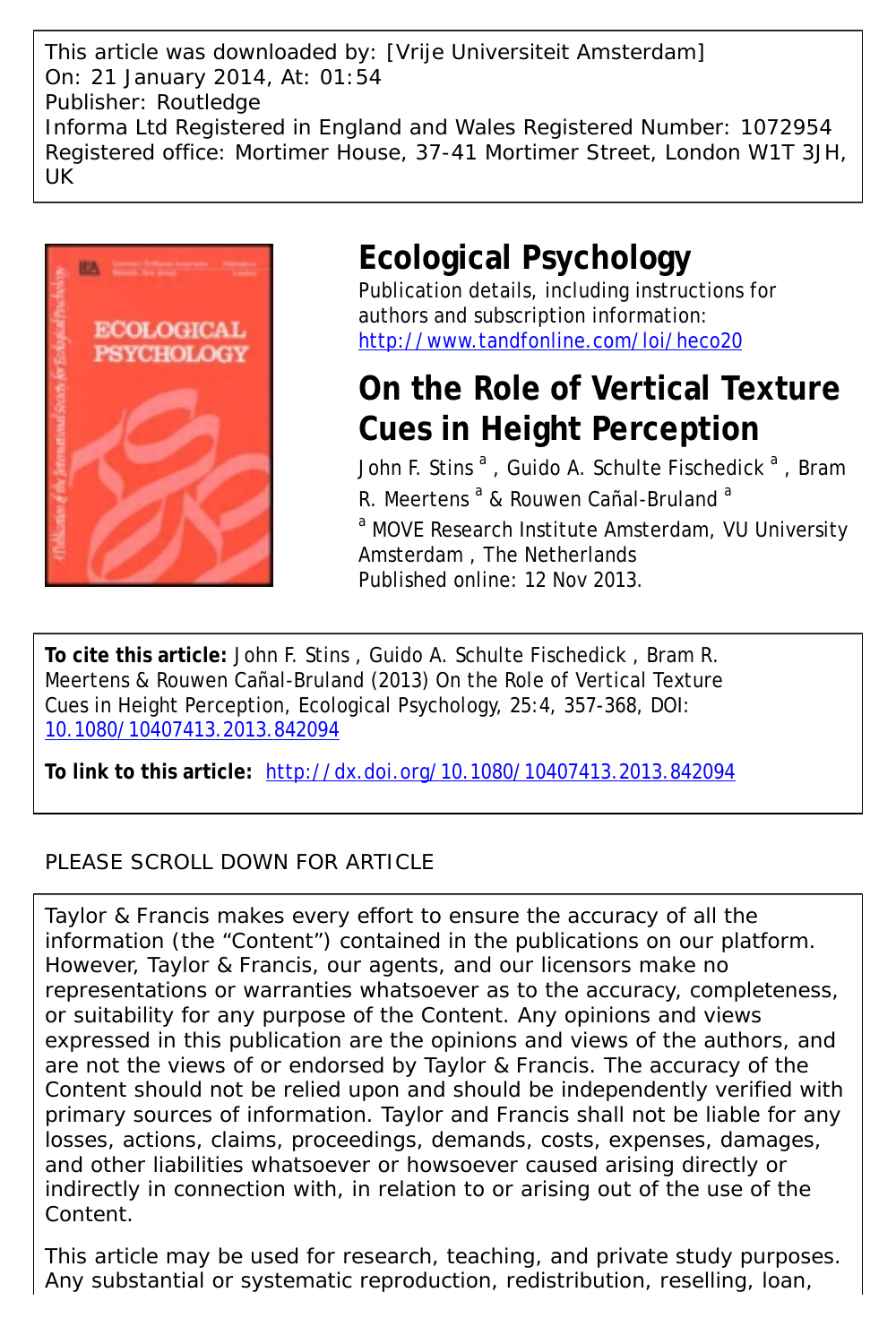This article was downloaded by: [Vrije Universiteit Amsterdam]
On: 21 January 2014, At: 01:54
Publisher: Routledge
Informa Ltd Registered in England and Wales Registered Number: 1072954
Registered office: Mortimer House, 37-41 Mortimer Street, London W1T 3JH, UK

# Ecological Psychology

Publication details, including instructions for authors and subscription information:
http://www.tandfonline.com/loi/heco20

# On the Role of Vertical Texture Cues in Height Perception

John F. Stins [a] , Guido A. Schulte Fischedick [a] , Bram R. Meertens [a] & Rouwen Cañal-Bruland [a]

[a] MOVE Research Institute Amsterdam, VU University Amsterdam , The Netherlands

Published online: 12 Nov 2013.

**To cite this article:** John F. Stins , Guido A. Schulte Fischedick , Bram R. Meertens & Rouwen Cañal-Bruland (2013) On the Role of Vertical Texture Cues in Height Perception, Ecological Psychology, 25:4, 357-368, DOI: 10.1080/10407413.2013.842094

**To link to this article:** http://dx.doi.org/10.1080/10407413.2013.842094

PLEASE SCROLL DOWN FOR ARTICLE

Taylor & Francis makes every effort to ensure the accuracy of all the information (the "Content") contained in the publications on our platform. However, Taylor & Francis, our agents, and our licensors make no representations or warranties whatsoever as to the accuracy, completeness, or suitability for any purpose of the Content. Any opinions and views expressed in this publication are the opinions and views of the authors, and are not the views of or endorsed by Taylor & Francis. The accuracy of the Content should not be relied upon and should be independently verified with primary sources of information. Taylor and Francis shall not be liable for any losses, actions, claims, proceedings, demands, costs, expenses, damages, and other liabilities whatsoever or howsoever caused arising directly or indirectly in connection with, in relation to or arising out of the use of the Content.

This article may be used for research, teaching, and private study purposes. Any substantial or systematic reproduction, redistribution, reselling, loan,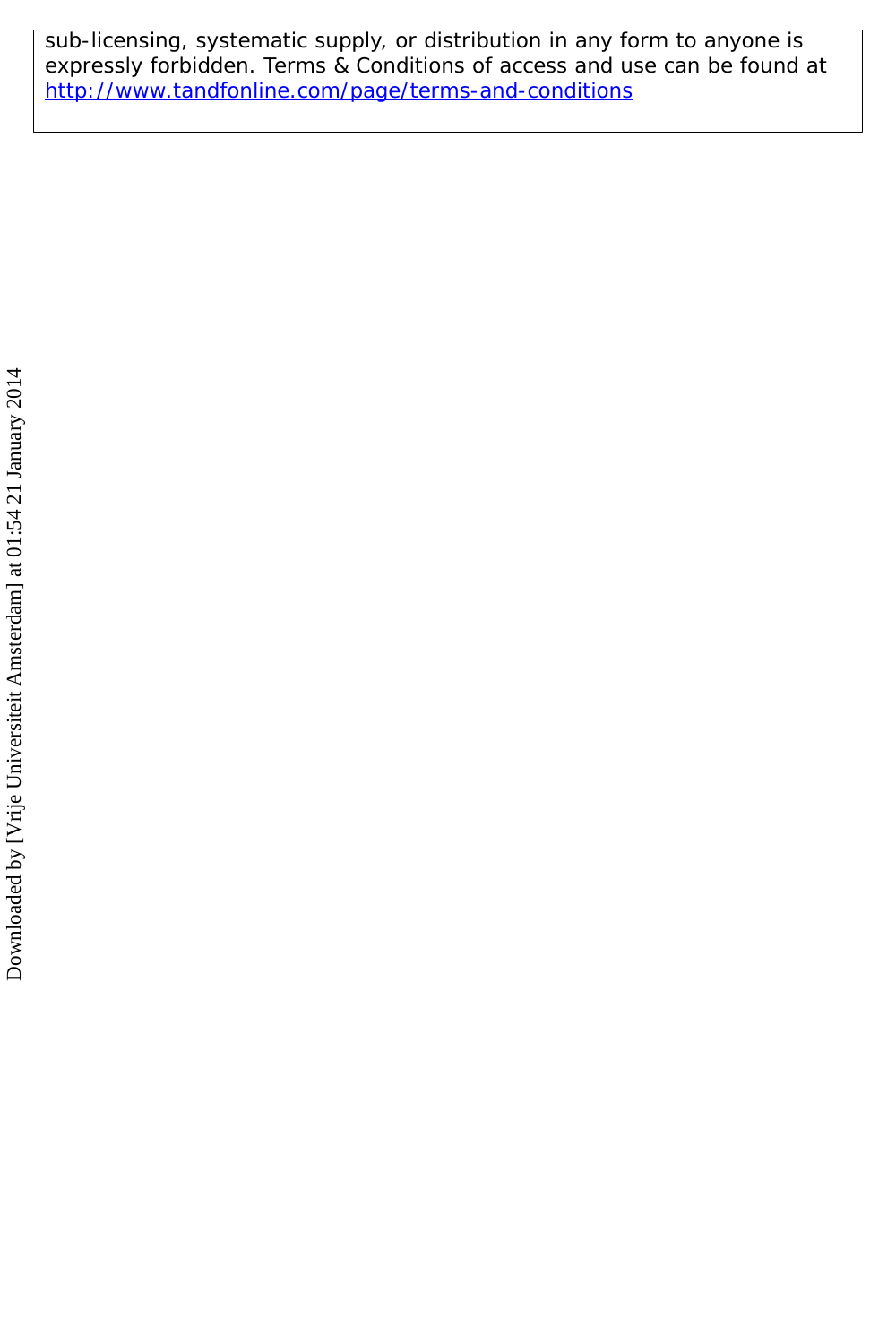sub-licensing, systematic supply, or distribution in any form to anyone is expressly forbidden. Terms & Conditions of access and use can be found at http://www.tandfonline.com/page/terms-and-conditions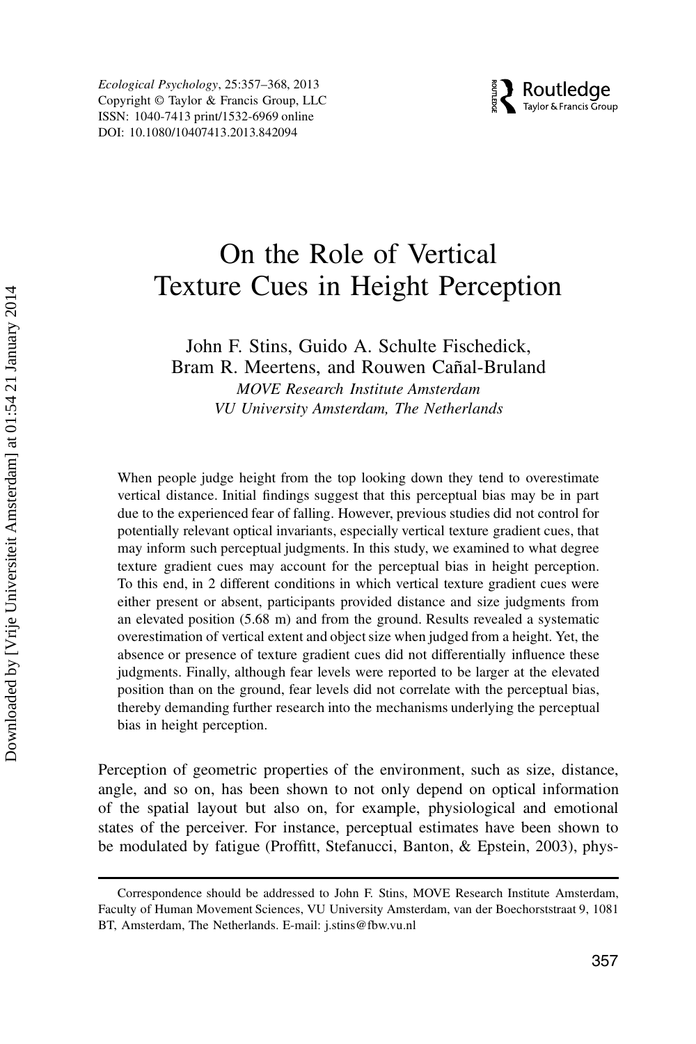# On the Role of Vertical Texture Cues in Height Perception

John F. Stins, Guido A. Schulte Fischedick, Bram R. Meertens, and Rouwen Cañal-Bruland

*MOVE Research Institute Amsterdam*
*VU University Amsterdam, The Netherlands*

When people judge height from the top looking down they tend to overestimate vertical distance. Initial findings suggest that this perceptual bias may be in part due to the experienced fear of falling. However, previous studies did not control for potentially relevant optical invariants, especially vertical texture gradient cues, that may inform such perceptual judgments. In this study, we examined to what degree texture gradient cues may account for the perceptual bias in height perception. To this end, in 2 different conditions in which vertical texture gradient cues were either present or absent, participants provided distance and size judgments from an elevated position (5.68 m) and from the ground. Results revealed a systematic overestimation of vertical extent and object size when judged from a height. Yet, the absence or presence of texture gradient cues did not differentially influence these judgments. Finally, although fear levels were reported to be larger at the elevated position than on the ground, fear levels did not correlate with the perceptual bias, thereby demanding further research into the mechanisms underlying the perceptual bias in height perception.

Perception of geometric properties of the environment, such as size, distance, angle, and so on, has been shown to not only depend on optical information of the spatial layout but also on, for example, physiological and emotional states of the perceiver. For instance, perceptual estimates have been shown to be modulated by fatigue (Proffitt, Stefanucci, Banton, & Epstein, 2003), phys-

Correspondence should be addressed to John F. Stins, MOVE Research Institute Amsterdam, Faculty of Human Movement Sciences, VU University Amsterdam, van der Boechorststraat 9, 1081 BT, Amsterdam, The Netherlands. E-mail: j.stins@fbw.vu.nl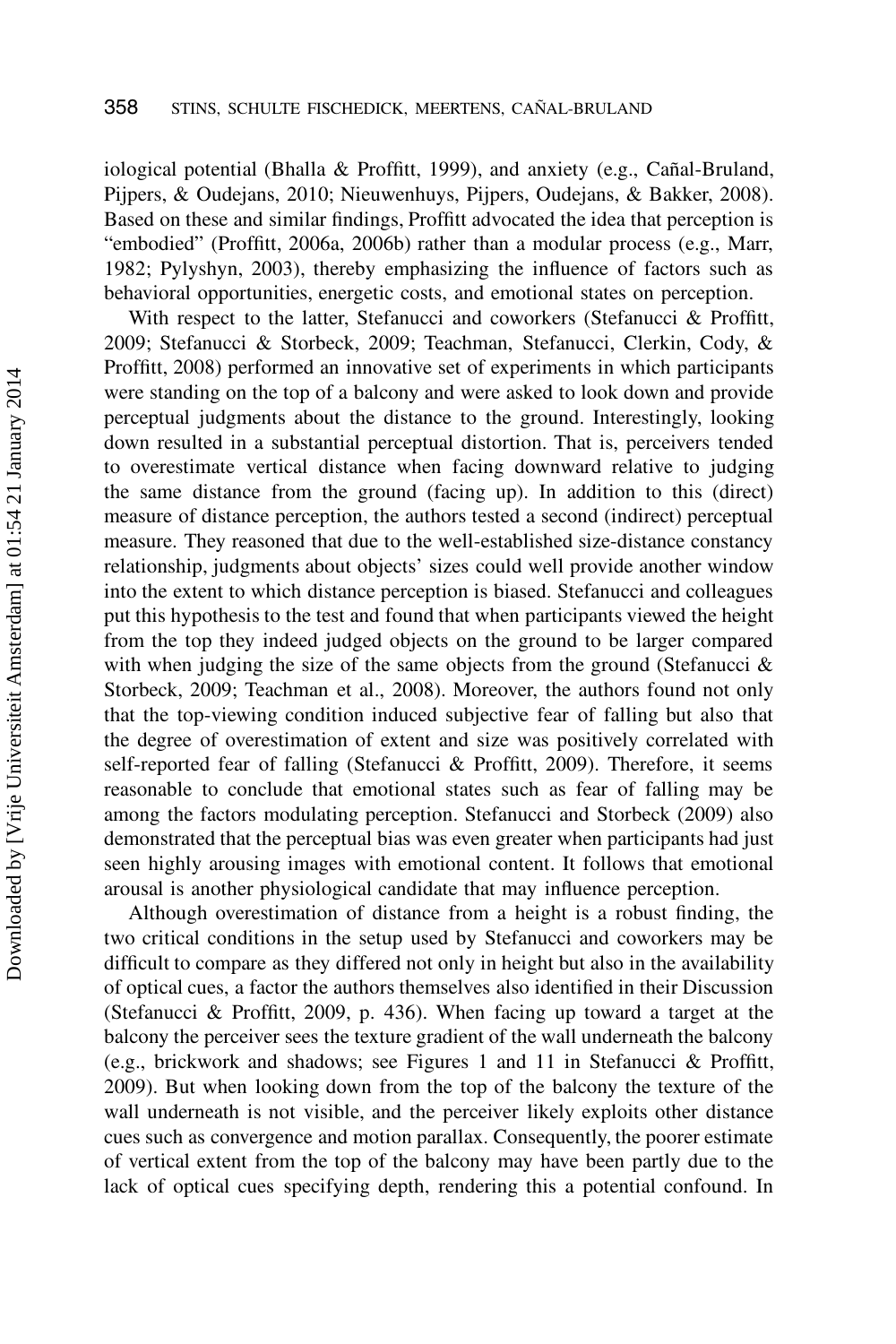iological potential (Bhalla & Proffitt, 1999), and anxiety (e.g., Cañal-Bruland, Pijpers, & Oudejans, 2010; Nieuwenhuys, Pijpers, Oudejans, & Bakker, 2008). Based on these and similar findings, Proffitt advocated the idea that perception is "embodied" (Proffitt, 2006a, 2006b) rather than a modular process (e.g., Marr, 1982; Pylyshyn, 2003), thereby emphasizing the influence of factors such as behavioral opportunities, energetic costs, and emotional states on perception.

With respect to the latter, Stefanucci and coworkers (Stefanucci & Proffitt, 2009; Stefanucci & Storbeck, 2009; Teachman, Stefanucci, Clerkin, Cody, & Proffitt, 2008) performed an innovative set of experiments in which participants were standing on the top of a balcony and were asked to look down and provide perceptual judgments about the distance to the ground. Interestingly, looking down resulted in a substantial perceptual distortion. That is, perceivers tended to overestimate vertical distance when facing downward relative to judging the same distance from the ground (facing up). In addition to this (direct) measure of distance perception, the authors tested a second (indirect) perceptual measure. They reasoned that due to the well-established size-distance constancy relationship, judgments about objects' sizes could well provide another window into the extent to which distance perception is biased. Stefanucci and colleagues put this hypothesis to the test and found that when participants viewed the height from the top they indeed judged objects on the ground to be larger compared with when judging the size of the same objects from the ground (Stefanucci & Storbeck, 2009; Teachman et al., 2008). Moreover, the authors found not only that the top-viewing condition induced subjective fear of falling but also that the degree of overestimation of extent and size was positively correlated with self-reported fear of falling (Stefanucci & Proffitt, 2009). Therefore, it seems reasonable to conclude that emotional states such as fear of falling may be among the factors modulating perception. Stefanucci and Storbeck (2009) also demonstrated that the perceptual bias was even greater when participants had just seen highly arousing images with emotional content. It follows that emotional arousal is another physiological candidate that may influence perception.

Although overestimation of distance from a height is a robust finding, the two critical conditions in the setup used by Stefanucci and coworkers may be difficult to compare as they differed not only in height but also in the availability of optical cues, a factor the authors themselves also identified in their Discussion (Stefanucci & Proffitt, 2009, p. 436). When facing up toward a target at the balcony the perceiver sees the texture gradient of the wall underneath the balcony (e.g., brickwork and shadows; see Figures 1 and 11 in Stefanucci & Proffitt, 2009). But when looking down from the top of the balcony the texture of the wall underneath is not visible, and the perceiver likely exploits other distance cues such as convergence and motion parallax. Consequently, the poorer estimate of vertical extent from the top of the balcony may have been partly due to the lack of optical cues specifying depth, rendering this a potential confound. In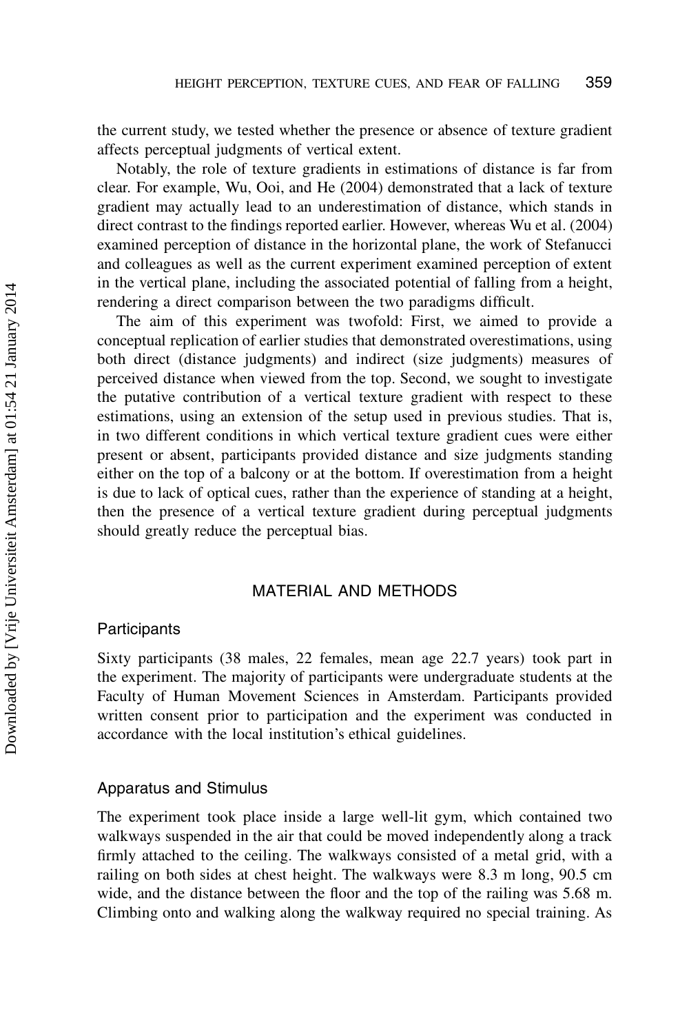the current study, we tested whether the presence or absence of texture gradient affects perceptual judgments of vertical extent.

Notably, the role of texture gradients in estimations of distance is far from clear. For example, Wu, Ooi, and He (2004) demonstrated that a lack of texture gradient may actually lead to an underestimation of distance, which stands in direct contrast to the findings reported earlier. However, whereas Wu et al. (2004) examined perception of distance in the horizontal plane, the work of Stefanucci and colleagues as well as the current experiment examined perception of extent in the vertical plane, including the associated potential of falling from a height, rendering a direct comparison between the two paradigms difficult.

The aim of this experiment was twofold: First, we aimed to provide a conceptual replication of earlier studies that demonstrated overestimations, using both direct (distance judgments) and indirect (size judgments) measures of perceived distance when viewed from the top. Second, we sought to investigate the putative contribution of a vertical texture gradient with respect to these estimations, using an extension of the setup used in previous studies. That is, in two different conditions in which vertical texture gradient cues were either present or absent, participants provided distance and size judgments standing either on the top of a balcony or at the bottom. If overestimation from a height is due to lack of optical cues, rather than the experience of standing at a height, then the presence of a vertical texture gradient during perceptual judgments should greatly reduce the perceptual bias.

## MATERIAL AND METHODS

### Participants

Sixty participants (38 males, 22 females, mean age 22.7 years) took part in the experiment. The majority of participants were undergraduate students at the Faculty of Human Movement Sciences in Amsterdam. Participants provided written consent prior to participation and the experiment was conducted in accordance with the local institution's ethical guidelines.

### Apparatus and Stimulus

The experiment took place inside a large well-lit gym, which contained two walkways suspended in the air that could be moved independently along a track firmly attached to the ceiling. The walkways consisted of a metal grid, with a railing on both sides at chest height. The walkways were 8.3 m long, 90.5 cm wide, and the distance between the floor and the top of the railing was 5.68 m. Climbing onto and walking along the walkway required no special training. As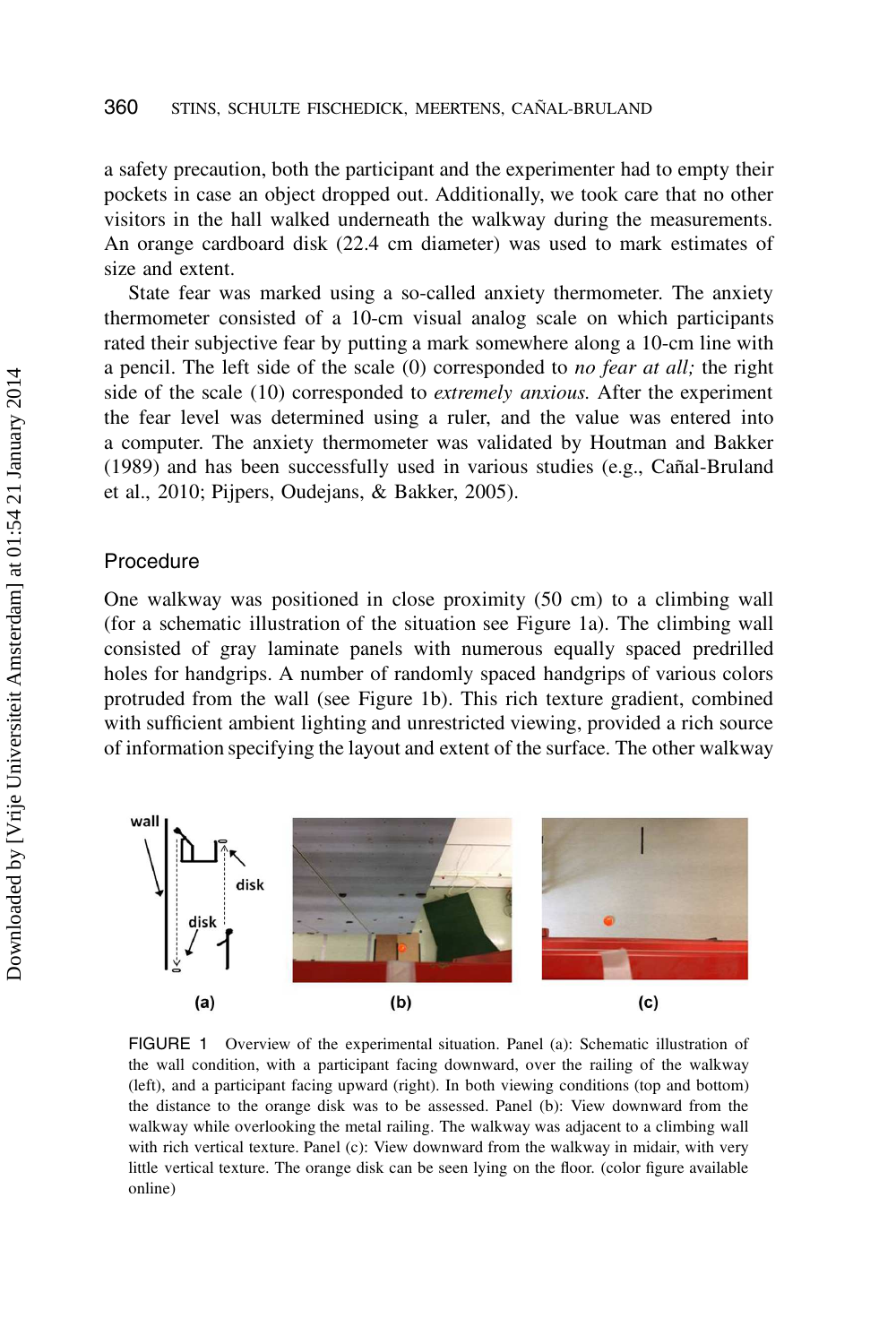a safety precaution, both the participant and the experimenter had to empty their pockets in case an object dropped out. Additionally, we took care that no other visitors in the hall walked underneath the walkway during the measurements. An orange cardboard disk (22.4 cm diameter) was used to mark estimates of size and extent.

State fear was marked using a so-called anxiety thermometer. The anxiety thermometer consisted of a 10-cm visual analog scale on which participants rated their subjective fear by putting a mark somewhere along a 10-cm line with a pencil. The left side of the scale (0) corresponded to *no fear at all;* the right side of the scale (10) corresponded to *extremely anxious.* After the experiment the fear level was determined using a ruler, and the value was entered into a computer. The anxiety thermometer was validated by Houtman and Bakker (1989) and has been successfully used in various studies (e.g., Cañal-Bruland et al., 2010; Pijpers, Oudejans, & Bakker, 2005).

## Procedure

One walkway was positioned in close proximity (50 cm) to a climbing wall (for a schematic illustration of the situation see Figure 1a). The climbing wall consisted of gray laminate panels with numerous equally spaced predrilled holes for handgrips. A number of randomly spaced handgrips of various colors protruded from the wall (see Figure 1b). This rich texture gradient, combined with sufficient ambient lighting and unrestricted viewing, provided a rich source of information specifying the layout and extent of the surface. The other walkway

FIGURE 1 Overview of the experimental situation. Panel (a): Schematic illustration of the wall condition, with a participant facing downward, over the railing of the walkway (left), and a participant facing upward (right). In both viewing conditions (top and bottom) the distance to the orange disk was to be assessed. Panel (b): View downward from the walkway while overlooking the metal railing. The walkway was adjacent to a climbing wall with rich vertical texture. Panel (c): View downward from the walkway in midair, with very little vertical texture. The orange disk can be seen lying on the floor. (color figure available online)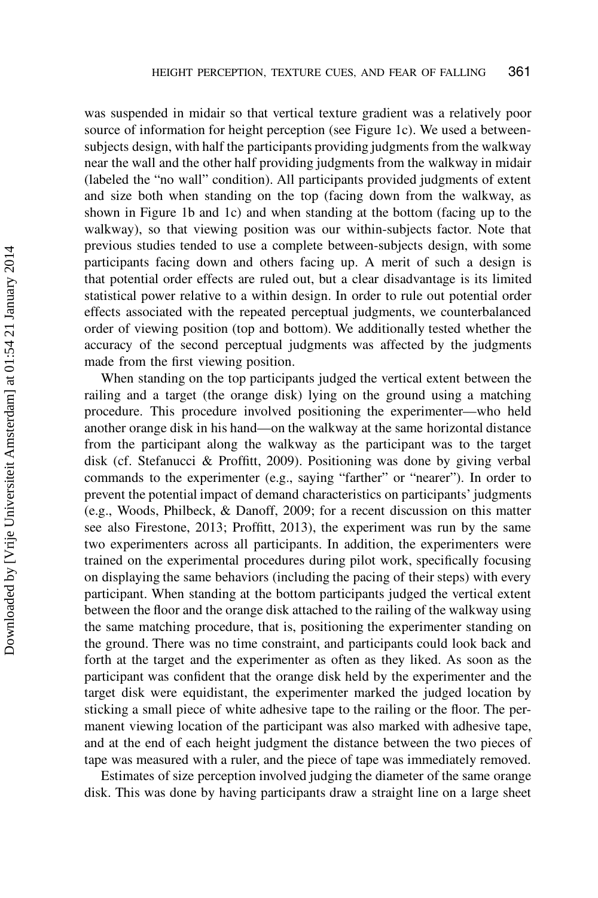was suspended in midair so that vertical texture gradient was a relatively poor source of information for height perception (see Figure 1c). We used a between-subjects design, with half the participants providing judgments from the walkway near the wall and the other half providing judgments from the walkway in midair (labeled the "no wall" condition). All participants provided judgments of extent and size both when standing on the top (facing down from the walkway, as shown in Figure 1b and 1c) and when standing at the bottom (facing up to the walkway), so that viewing position was our within-subjects factor. Note that previous studies tended to use a complete between-subjects design, with some participants facing down and others facing up. A merit of such a design is that potential order effects are ruled out, but a clear disadvantage is its limited statistical power relative to a within design. In order to rule out potential order effects associated with the repeated perceptual judgments, we counterbalanced order of viewing position (top and bottom). We additionally tested whether the accuracy of the second perceptual judgments was affected by the judgments made from the first viewing position.

When standing on the top participants judged the vertical extent between the railing and a target (the orange disk) lying on the ground using a matching procedure. This procedure involved positioning the experimenter—who held another orange disk in his hand—on the walkway at the same horizontal distance from the participant along the walkway as the participant was to the target disk (cf. Stefanucci & Proffitt, 2009). Positioning was done by giving verbal commands to the experimenter (e.g., saying "farther" or "nearer"). In order to prevent the potential impact of demand characteristics on participants' judgments (e.g., Woods, Philbeck, & Danoff, 2009; for a recent discussion on this matter see also Firestone, 2013; Proffitt, 2013), the experiment was run by the same two experimenters across all participants. In addition, the experimenters were trained on the experimental procedures during pilot work, specifically focusing on displaying the same behaviors (including the pacing of their steps) with every participant. When standing at the bottom participants judged the vertical extent between the floor and the orange disk attached to the railing of the walkway using the same matching procedure, that is, positioning the experimenter standing on the ground. There was no time constraint, and participants could look back and forth at the target and the experimenter as often as they liked. As soon as the participant was confident that the orange disk held by the experimenter and the target disk were equidistant, the experimenter marked the judged location by sticking a small piece of white adhesive tape to the railing or the floor. The permanent viewing location of the participant was also marked with adhesive tape, and at the end of each height judgment the distance between the two pieces of tape was measured with a ruler, and the piece of tape was immediately removed.

Estimates of size perception involved judging the diameter of the same orange disk. This was done by having participants draw a straight line on a large sheet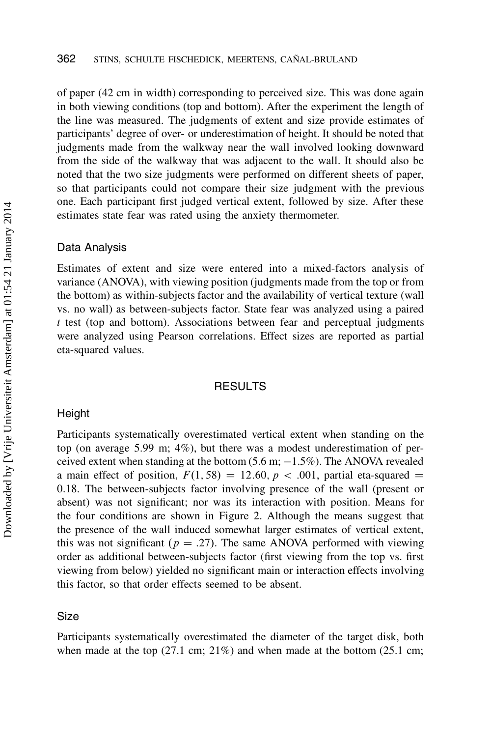of paper (42 cm in width) corresponding to perceived size. This was done again in both viewing conditions (top and bottom). After the experiment the length of the line was measured. The judgments of extent and size provide estimates of participants' degree of over- or underestimation of height. It should be noted that judgments made from the walkway near the wall involved looking downward from the side of the walkway that was adjacent to the wall. It should also be noted that the two size judgments were performed on different sheets of paper, so that participants could not compare their size judgment with the previous one. Each participant first judged vertical extent, followed by size. After these estimates state fear was rated using the anxiety thermometer.

### Data Analysis

Estimates of extent and size were entered into a mixed-factors analysis of variance (ANOVA), with viewing position (judgments made from the top or from the bottom) as within-subjects factor and the availability of vertical texture (wall vs. no wall) as between-subjects factor. State fear was analyzed using a paired $t$ test (top and bottom). Associations between fear and perceptual judgments were analyzed using Pearson correlations. Effect sizes are reported as partial eta-squared values.

## RESULTS

### Height

Participants systematically overestimated vertical extent when standing on the top (on average 5.99 m; 4%), but there was a modest underestimation of perceived extent when standing at the bottom (5.6 m; −1.5%). The ANOVA revealed a main effect of position, $F(1, 58) = 12.60$, $p < .001$, partial eta-squared = 0.18. The between-subjects factor involving presence of the wall (present or absent) was not significant; nor was its interaction with position. Means for the four conditions are shown in Figure 2. Although the means suggest that the presence of the wall induced somewhat larger estimates of vertical extent, this was not significant ($p = .27$). The same ANOVA performed with viewing order as additional between-subjects factor (first viewing from the top vs. first viewing from below) yielded no significant main or interaction effects involving this factor, so that order effects seemed to be absent.

### Size

Participants systematically overestimated the diameter of the target disk, both when made at the top (27.1 cm; 21%) and when made at the bottom (25.1 cm;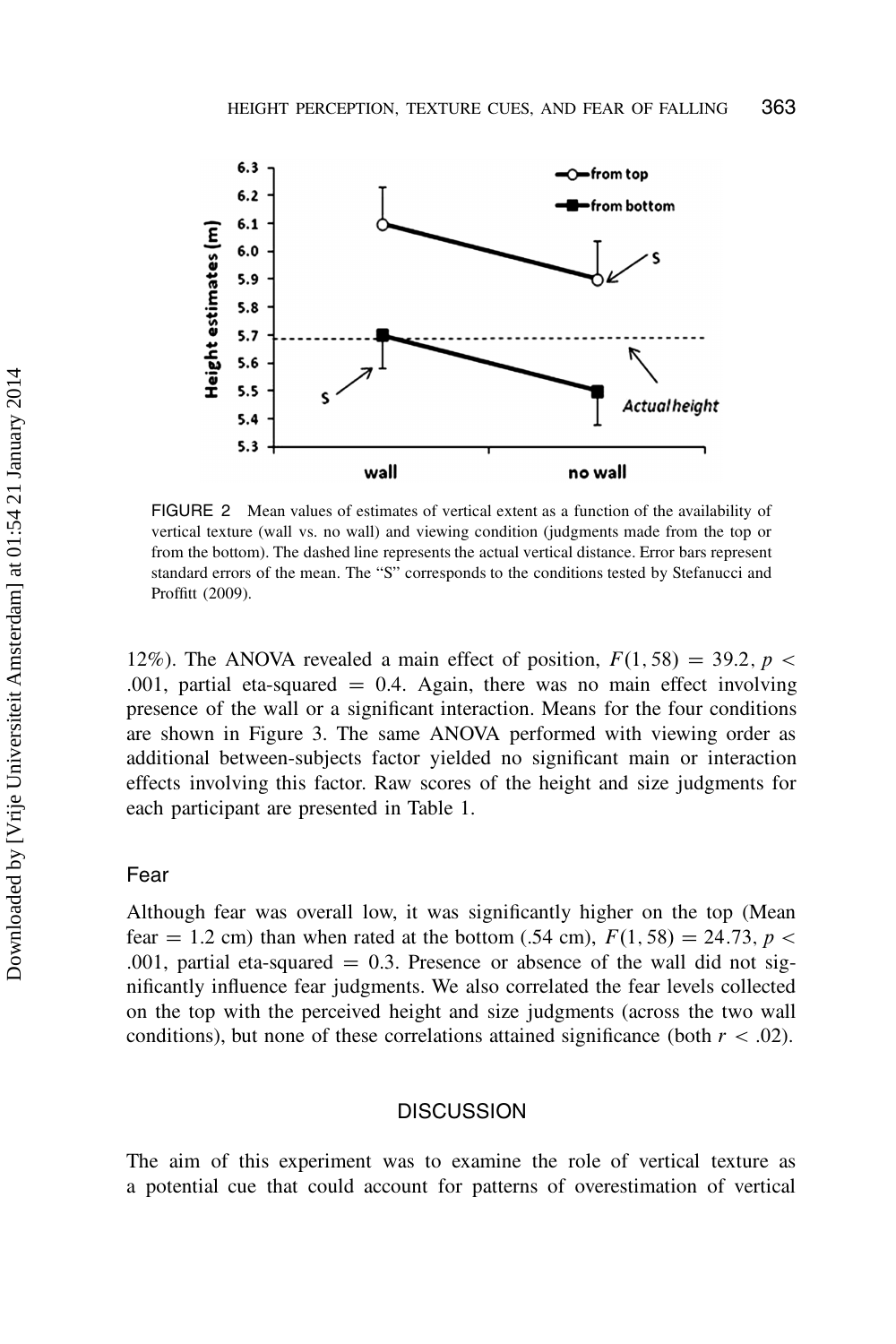FIGURE 2 Mean values of estimates of vertical extent as a function of the availability of vertical texture (wall vs. no wall) and viewing condition (judgments made from the top or from the bottom). The dashed line represents the actual vertical distance. Error bars represent standard errors of the mean. The "S" corresponds to the conditions tested by Stefanucci and Proffitt (2009).

12%). The ANOVA revealed a main effect of position, $F(1, 58) = 39.2$, $p < .001$, partial eta-squared = 0.4. Again, there was no main effect involving presence of the wall or a significant interaction. Means for the four conditions are shown in Figure 3. The same ANOVA performed with viewing order as additional between-subjects factor yielded no significant main or interaction effects involving this factor. Raw scores of the height and size judgments for each participant are presented in Table 1.

### Fear

Although fear was overall low, it was significantly higher on the top (Mean fear = 1.2 cm) than when rated at the bottom (.54 cm), $F(1, 58) = 24.73$, $p < .001$, partial eta-squared = 0.3. Presence or absence of the wall did not significantly influence fear judgments. We also correlated the fear levels collected on the top with the perceived height and size judgments (across the two wall conditions), but none of these correlations attained significance (both $r < .02$).

## DISCUSSION

The aim of this experiment was to examine the role of vertical texture as a potential cue that could account for patterns of overestimation of vertical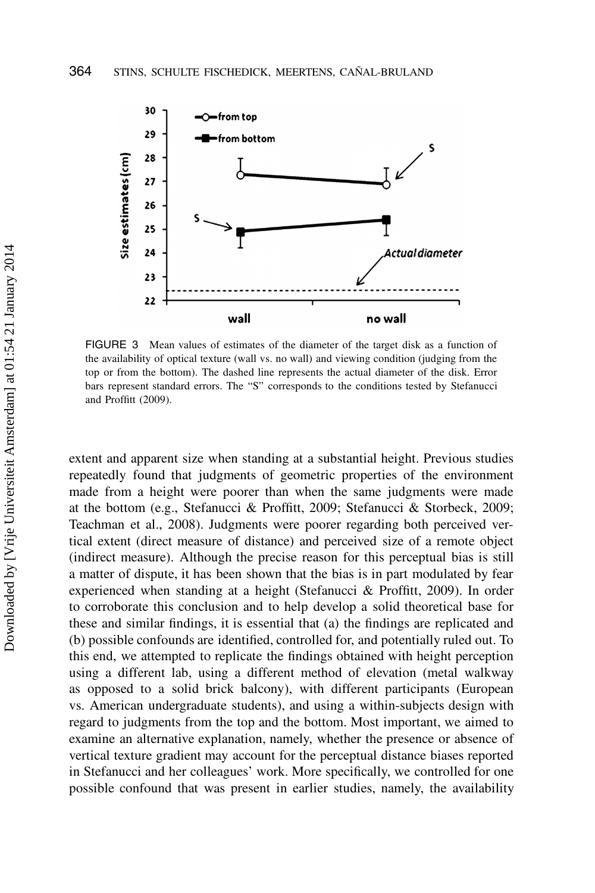FIGURE 3 Mean values of estimates of the diameter of the target disk as a function of the availability of optical texture (wall vs. no wall) and viewing condition (judging from the top or from the bottom). The dashed line represents the actual diameter of the disk. Error bars represent standard errors. The "S" corresponds to the conditions tested by Stefanucci and Proffitt (2009).

extent and apparent size when standing at a substantial height. Previous studies repeatedly found that judgments of geometric properties of the environment made from a height were poorer than when the same judgments were made at the bottom (e.g., Stefanucci & Proffitt, 2009; Stefanucci & Storbeck, 2009; Teachman et al., 2008). Judgments were poorer regarding both perceived vertical extent (direct measure of distance) and perceived size of a remote object (indirect measure). Although the precise reason for this perceptual bias is still a matter of dispute, it has been shown that the bias is in part modulated by fear experienced when standing at a height (Stefanucci & Proffitt, 2009). In order to corroborate this conclusion and to help develop a solid theoretical base for these and similar findings, it is essential that (a) the findings are replicated and (b) possible confounds are identified, controlled for, and potentially ruled out. To this end, we attempted to replicate the findings obtained with height perception using a different lab, using a different method of elevation (metal walkway as opposed to a solid brick balcony), with different participants (European vs. American undergraduate students), and using a within-subjects design with regard to judgments from the top and the bottom. Most important, we aimed to examine an alternative explanation, namely, whether the presence or absence of vertical texture gradient may account for the perceptual distance biases reported in Stefanucci and her colleagues' work. More specifically, we controlled for one possible confound that was present in earlier studies, namely, the availability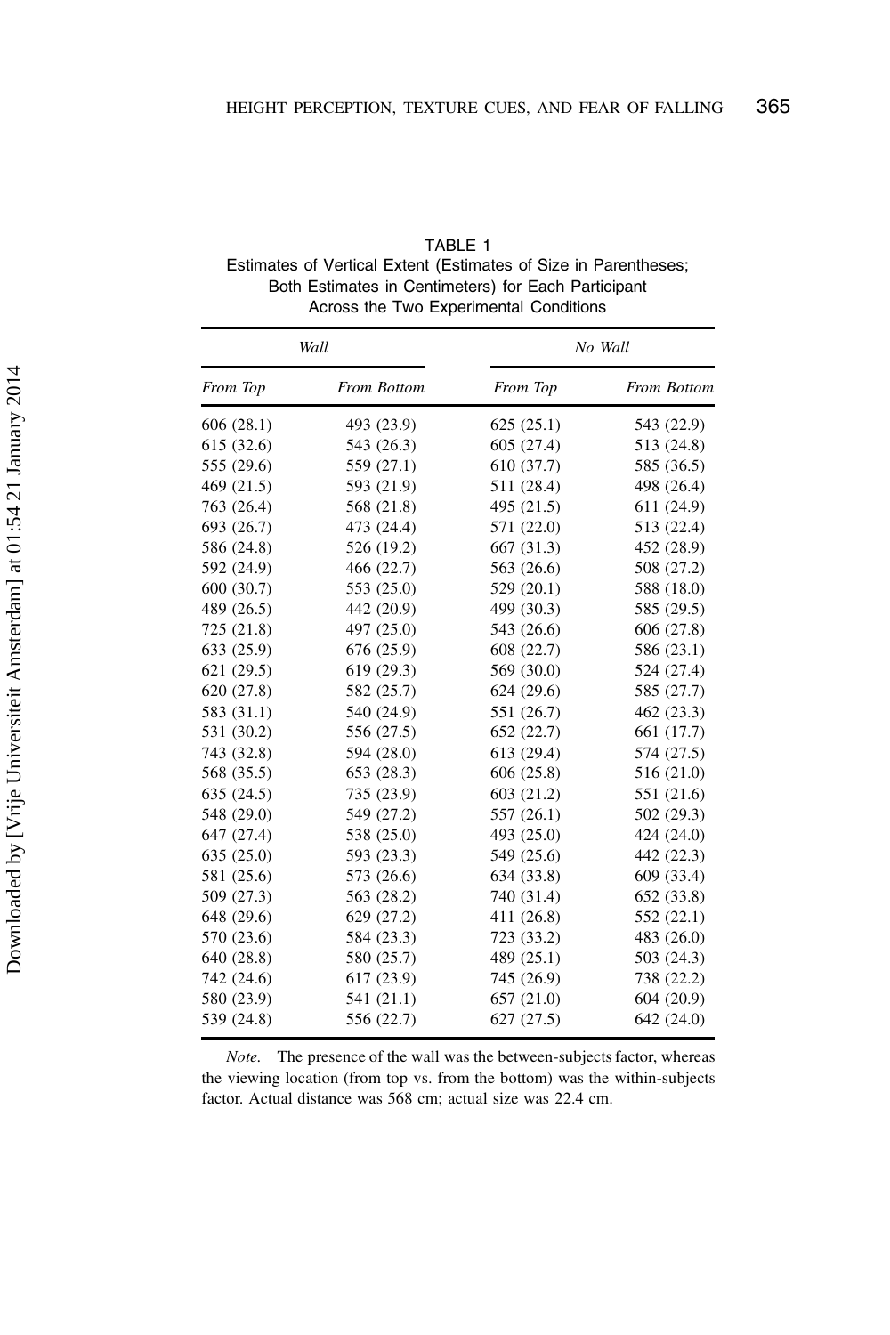TABLE 1
Estimates of Vertical Extent (Estimates of Size in Parentheses; Both Estimates in Centimeters) for Each Participant Across the Two Experimental Conditions

| *Wall* | | *No Wall* | |
|---|---|---|---|
| *From Top* | *From Bottom* | *From Top* | *From Bottom* |
| 606 (28.1) | 493 (23.9) | 625 (25.1) | 543 (22.9) |
| 615 (32.6) | 543 (26.3) | 605 (27.4) | 513 (24.8) |
| 555 (29.6) | 559 (27.1) | 610 (37.7) | 585 (36.5) |
| 469 (21.5) | 593 (21.9) | 511 (28.4) | 498 (26.4) |
| 763 (26.4) | 568 (21.8) | 495 (21.5) | 611 (24.9) |
| 693 (26.7) | 473 (24.4) | 571 (22.0) | 513 (22.4) |
| 586 (24.8) | 526 (19.2) | 667 (31.3) | 452 (28.9) |
| 592 (24.9) | 466 (22.7) | 563 (26.6) | 508 (27.2) |
| 600 (30.7) | 553 (25.0) | 529 (20.1) | 588 (18.0) |
| 489 (26.5) | 442 (20.9) | 499 (30.3) | 585 (29.5) |
| 725 (21.8) | 497 (25.0) | 543 (26.6) | 606 (27.8) |
| 633 (25.9) | 676 (25.9) | 608 (22.7) | 586 (23.1) |
| 621 (29.5) | 619 (29.3) | 569 (30.0) | 524 (27.4) |
| 620 (27.8) | 582 (25.7) | 624 (29.6) | 585 (27.7) |
| 583 (31.1) | 540 (24.9) | 551 (26.7) | 462 (23.3) |
| 531 (30.2) | 556 (27.5) | 652 (22.7) | 661 (17.7) |
| 743 (32.8) | 594 (28.0) | 613 (29.4) | 574 (27.5) |
| 568 (35.5) | 653 (28.3) | 606 (25.8) | 516 (21.0) |
| 635 (24.5) | 735 (23.9) | 603 (21.2) | 551 (21.6) |
| 548 (29.0) | 549 (27.2) | 557 (26.1) | 502 (29.3) |
| 647 (27.4) | 538 (25.0) | 493 (25.0) | 424 (24.0) |
| 635 (25.0) | 593 (23.3) | 549 (25.6) | 442 (22.3) |
| 581 (25.6) | 573 (26.6) | 634 (33.8) | 609 (33.4) |
| 509 (27.3) | 563 (28.2) | 740 (31.4) | 652 (33.8) |
| 648 (29.6) | 629 (27.2) | 411 (26.8) | 552 (22.1) |
| 570 (23.6) | 584 (23.3) | 723 (33.2) | 483 (26.0) |
| 640 (28.8) | 580 (25.7) | 489 (25.1) | 503 (24.3) |
| 742 (24.6) | 617 (23.9) | 745 (26.9) | 738 (22.2) |
| 580 (23.9) | 541 (21.1) | 657 (21.0) | 604 (20.9) |
| 539 (24.8) | 556 (22.7) | 627 (27.5) | 642 (24.0) |

*Note.* The presence of the wall was the between-subjects factor, whereas the viewing location (from top vs. from the bottom) was the within-subjects factor. Actual distance was 568 cm; actual size was 22.4 cm.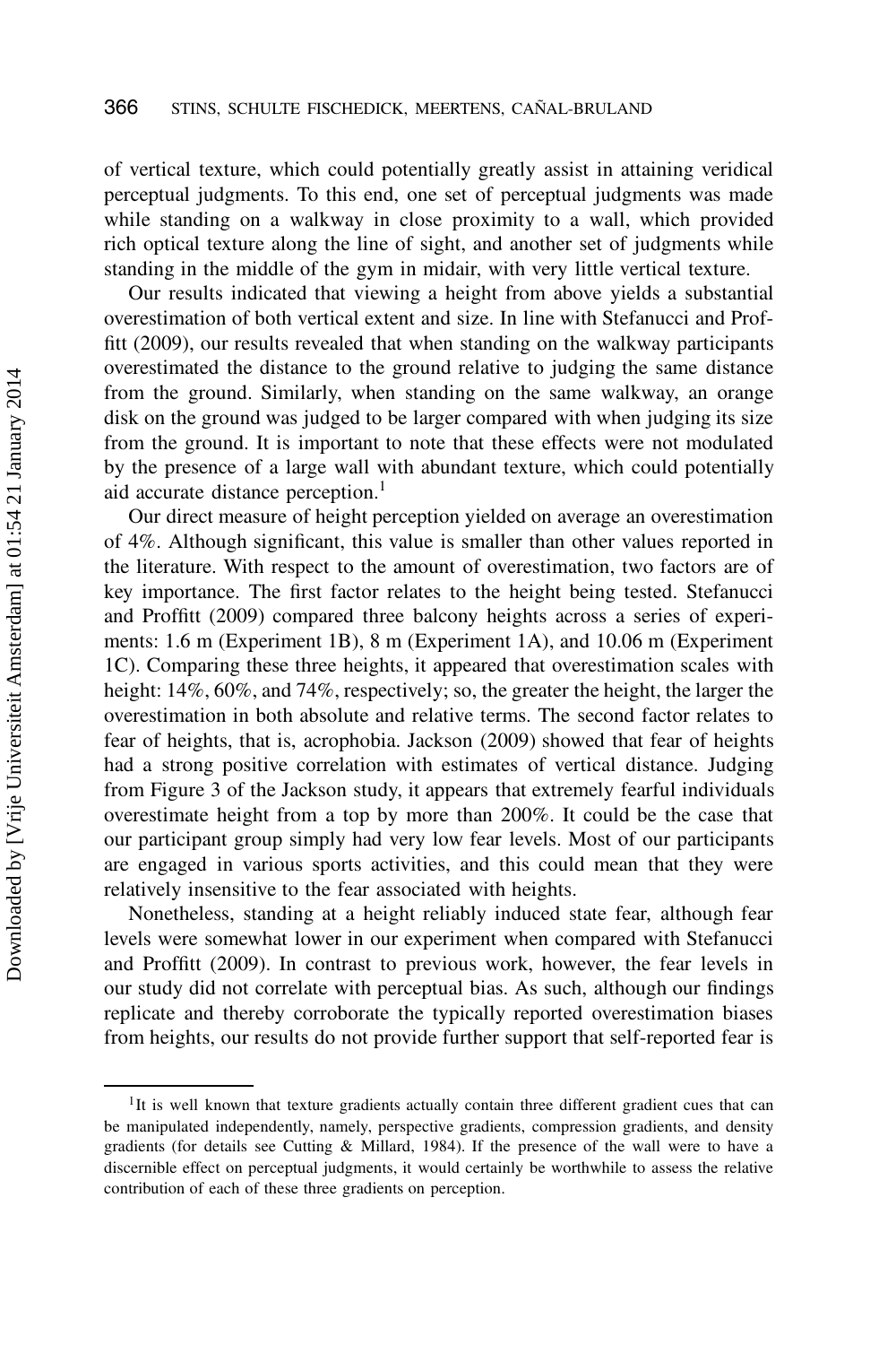of vertical texture, which could potentially greatly assist in attaining veridical perceptual judgments. To this end, one set of perceptual judgments was made while standing on a walkway in close proximity to a wall, which provided rich optical texture along the line of sight, and another set of judgments while standing in the middle of the gym in midair, with very little vertical texture.

Our results indicated that viewing a height from above yields a substantial overestimation of both vertical extent and size. In line with Stefanucci and Proffitt (2009), our results revealed that when standing on the walkway participants overestimated the distance to the ground relative to judging the same distance from the ground. Similarly, when standing on the same walkway, an orange disk on the ground was judged to be larger compared with when judging its size from the ground. It is important to note that these effects were not modulated by the presence of a large wall with abundant texture, which could potentially aid accurate distance perception.[1]

Our direct measure of height perception yielded on average an overestimation of 4%. Although significant, this value is smaller than other values reported in the literature. With respect to the amount of overestimation, two factors are of key importance. The first factor relates to the height being tested. Stefanucci and Proffitt (2009) compared three balcony heights across a series of experiments: 1.6 m (Experiment 1B), 8 m (Experiment 1A), and 10.06 m (Experiment 1C). Comparing these three heights, it appeared that overestimation scales with height: 14%, 60%, and 74%, respectively; so, the greater the height, the larger the overestimation in both absolute and relative terms. The second factor relates to fear of heights, that is, acrophobia. Jackson (2009) showed that fear of heights had a strong positive correlation with estimates of vertical distance. Judging from Figure 3 of the Jackson study, it appears that extremely fearful individuals overestimate height from a top by more than 200%. It could be the case that our participant group simply had very low fear levels. Most of our participants are engaged in various sports activities, and this could mean that they were relatively insensitive to the fear associated with heights.

Nonetheless, standing at a height reliably induced state fear, although fear levels were somewhat lower in our experiment when compared with Stefanucci and Proffitt (2009). In contrast to previous work, however, the fear levels in our study did not correlate with perceptual bias. As such, although our findings replicate and thereby corroborate the typically reported overestimation biases from heights, our results do not provide further support that self-reported fear is

[1]It is well known that texture gradients actually contain three different gradient cues that can be manipulated independently, namely, perspective gradients, compression gradients, and density gradients (for details see Cutting & Millard, 1984). If the presence of the wall were to have a discernible effect on perceptual judgments, it would certainly be worthwhile to assess the relative contribution of each of these three gradients on perception.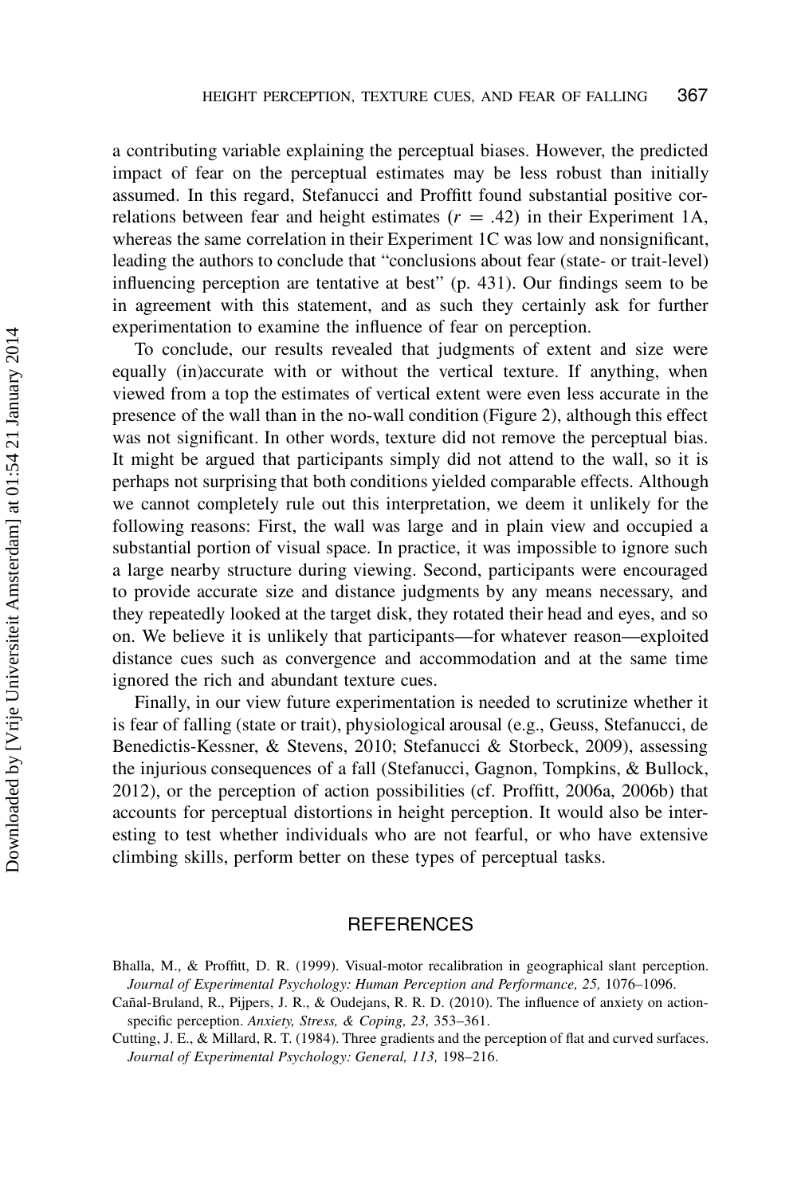a contributing variable explaining the perceptual biases. However, the predicted impact of fear on the perceptual estimates may be less robust than initially assumed. In this regard, Stefanucci and Proffitt found substantial positive correlations between fear and height estimates ($r = .42$) in their Experiment 1A, whereas the same correlation in their Experiment 1C was low and nonsignificant, leading the authors to conclude that "conclusions about fear (state- or trait-level) influencing perception are tentative at best" (p. 431). Our findings seem to be in agreement with this statement, and as such they certainly ask for further experimentation to examine the influence of fear on perception.

To conclude, our results revealed that judgments of extent and size were equally (in)accurate with or without the vertical texture. If anything, when viewed from a top the estimates of vertical extent were even less accurate in the presence of the wall than in the no-wall condition (Figure 2), although this effect was not significant. In other words, texture did not remove the perceptual bias. It might be argued that participants simply did not attend to the wall, so it is perhaps not surprising that both conditions yielded comparable effects. Although we cannot completely rule out this interpretation, we deem it unlikely for the following reasons: First, the wall was large and in plain view and occupied a substantial portion of visual space. In practice, it was impossible to ignore such a large nearby structure during viewing. Second, participants were encouraged to provide accurate size and distance judgments by any means necessary, and they repeatedly looked at the target disk, they rotated their head and eyes, and so on. We believe it is unlikely that participants—for whatever reason—exploited distance cues such as convergence and accommodation and at the same time ignored the rich and abundant texture cues.

Finally, in our view future experimentation is needed to scrutinize whether it is fear of falling (state or trait), physiological arousal (e.g., Geuss, Stefanucci, de Benedictis-Kessner, & Stevens, 2010; Stefanucci & Storbeck, 2009), assessing the injurious consequences of a fall (Stefanucci, Gagnon, Tompkins, & Bullock, 2012), or the perception of action possibilities (cf. Proffitt, 2006a, 2006b) that accounts for perceptual distortions in height perception. It would also be interesting to test whether individuals who are not fearful, or who have extensive climbing skills, perform better on these types of perceptual tasks.

## REFERENCES

Bhalla, M., & Proffitt, D. R. (1999). Visual-motor recalibration in geographical slant perception. *Journal of Experimental Psychology: Human Perception and Performance, 25,* 1076–1096.

Cañal-Bruland, R., Pijpers, J. R., & Oudejans, R. R. D. (2010). The influence of anxiety on action-specific perception. *Anxiety, Stress, & Coping, 23,* 353–361.

Cutting, J. E., & Millard, R. T. (1984). Three gradients and the perception of flat and curved surfaces. *Journal of Experimental Psychology: General, 113,* 198–216.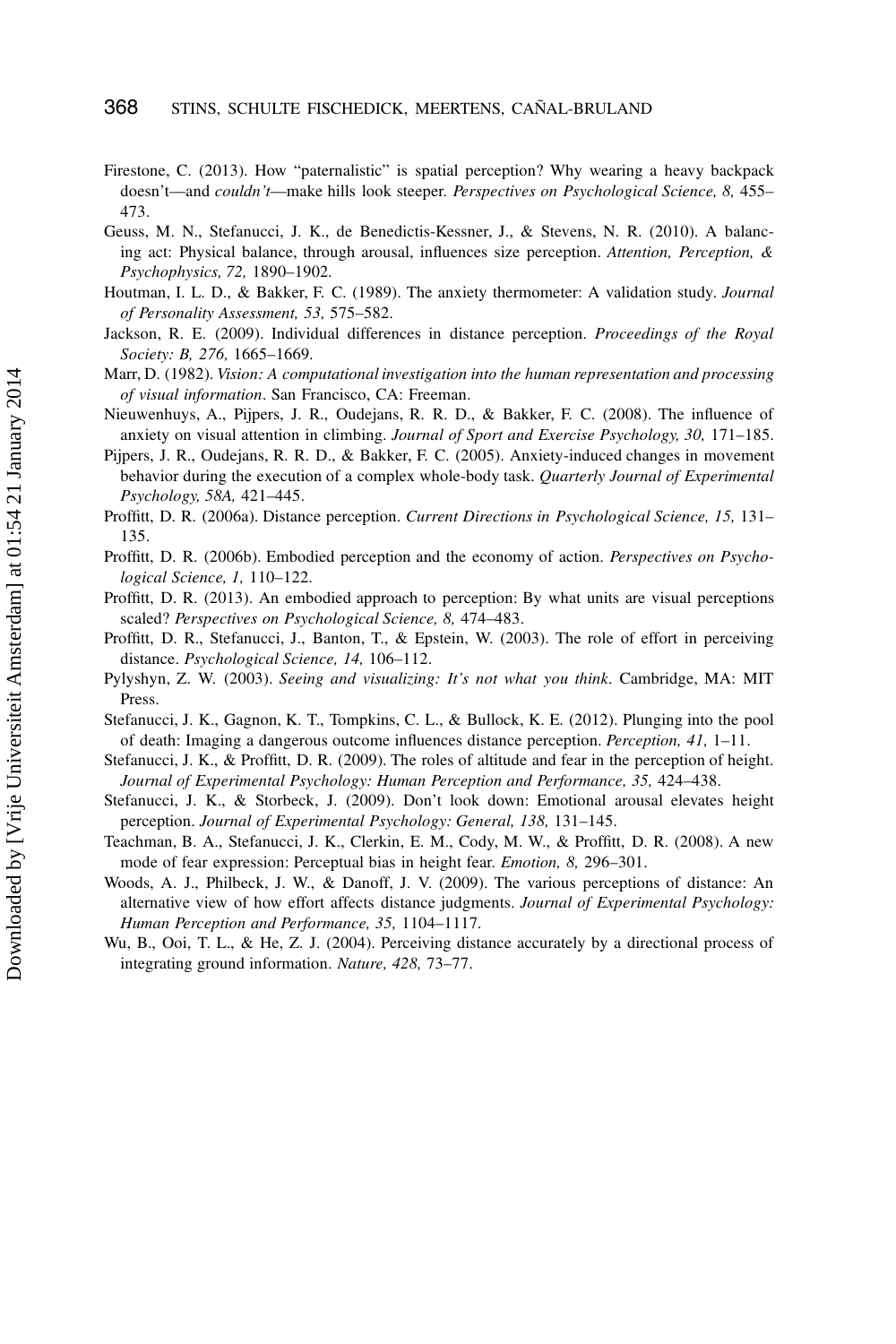Firestone, C. (2013). How "paternalistic" is spatial perception? Why wearing a heavy backpack doesn't—and *couldn't*—make hills look steeper. *Perspectives on Psychological Science, 8,* 455–473.

Geuss, M. N., Stefanucci, J. K., de Benedictis-Kessner, J., & Stevens, N. R. (2010). A balancing act: Physical balance, through arousal, influences size perception. *Attention, Perception, & Psychophysics, 72,* 1890–1902.

Houtman, I. L. D., & Bakker, F. C. (1989). The anxiety thermometer: A validation study. *Journal of Personality Assessment, 53,* 575–582.

Jackson, R. E. (2009). Individual differences in distance perception. *Proceedings of the Royal Society: B, 276,* 1665–1669.

Marr, D. (1982). *Vision: A computational investigation into the human representation and processing of visual information*. San Francisco, CA: Freeman.

Nieuwenhuys, A., Pijpers, J. R., Oudejans, R. R. D., & Bakker, F. C. (2008). The influence of anxiety on visual attention in climbing. *Journal of Sport and Exercise Psychology, 30,* 171–185.

Pijpers, J. R., Oudejans, R. R. D., & Bakker, F. C. (2005). Anxiety-induced changes in movement behavior during the execution of a complex whole-body task. *Quarterly Journal of Experimental Psychology, 58A,* 421–445.

Proffitt, D. R. (2006a). Distance perception. *Current Directions in Psychological Science, 15,* 131–135.

Proffitt, D. R. (2006b). Embodied perception and the economy of action. *Perspectives on Psychological Science, 1,* 110–122.

Proffitt, D. R. (2013). An embodied approach to perception: By what units are visual perceptions scaled? *Perspectives on Psychological Science, 8,* 474–483.

Proffitt, D. R., Stefanucci, J., Banton, T., & Epstein, W. (2003). The role of effort in perceiving distance. *Psychological Science, 14,* 106–112.

Pylyshyn, Z. W. (2003). *Seeing and visualizing: It's not what you think*. Cambridge, MA: MIT Press.

Stefanucci, J. K., Gagnon, K. T., Tompkins, C. L., & Bullock, K. E. (2012). Plunging into the pool of death: Imaging a dangerous outcome influences distance perception. *Perception, 41,* 1–11.

Stefanucci, J. K., & Proffitt, D. R. (2009). The roles of altitude and fear in the perception of height. *Journal of Experimental Psychology: Human Perception and Performance, 35,* 424–438.

Stefanucci, J. K., & Storbeck, J. (2009). Don't look down: Emotional arousal elevates height perception. *Journal of Experimental Psychology: General, 138,* 131–145.

Teachman, B. A., Stefanucci, J. K., Clerkin, E. M., Cody, M. W., & Proffitt, D. R. (2008). A new mode of fear expression: Perceptual bias in height fear. *Emotion, 8,* 296–301.

Woods, A. J., Philbeck, J. W., & Danoff, J. V. (2009). The various perceptions of distance: An alternative view of how effort affects distance judgments. *Journal of Experimental Psychology: Human Perception and Performance, 35,* 1104–1117.

Wu, B., Ooi, T. L., & He, Z. J. (2004). Perceiving distance accurately by a directional process of integrating ground information. *Nature, 428,* 73–77.